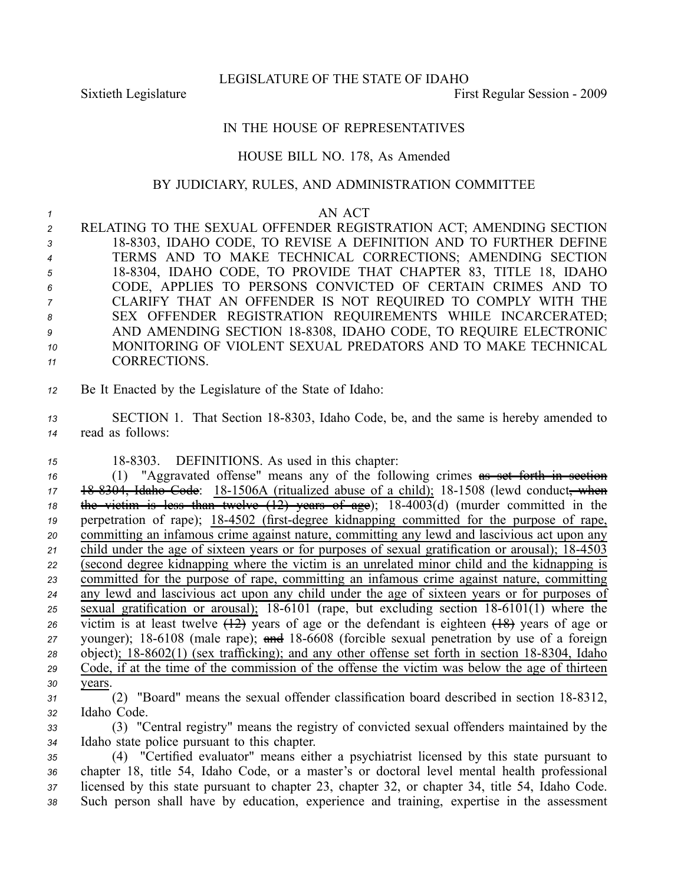LEGISLATURE OF THE STATE OF IDAHO

Sixtieth Legislature First Regular Session - 2009

IN THE HOUSE OF REPRESENTATIVES

HOUSE BILL NO. 178, As Amended

BY JUDICIARY, RULES, AND ADMINISTRATION COMMITTEE

AN ACT

RELATING TO THE SEXUAL OFFENDER REGISTRATION ACT; AMENDING SECTION 18-8303, IDAHO CODE, TO REVISE A DEFINITION AND TO FURTHER DEFINE TERMS AND TO MAKE TECHNICAL CORRECTIONS; AMENDING SECTION 18-8304, IDAHO CODE, TO PROVIDE THAT CHAPTER 83, TITLE 18, IDAHO CODE, APPLIES TO PERSONS CONVICTED OF CERTAIN CRIMES AND TO CLARIFY THAT AN OFFENDER IS NOT REQUIRED TO COMPLY WITH THE SEX OFFENDER REGISTRATION REQUIREMENTS WHILE INCARCERATED; AND AMENDING SECTION 18-8308, IDAHO CODE, TO REQUIRE ELECTRONIC MONITORING OF VIOLENT SEXUAL PREDATORS AND TO MAKE TECHNICAL CORRECTIONS.

Be It Enacted by the Legislature of the State of Idaho:

SECTION 1. That Section 18-8303, Idaho Code, be, and the same is hereby amended to read as follows:

18-8303. DEFINITIONS. As used in this chapter:

(1) "Aggravated offense" means any of the following crimes ~~as set forth in section 18-8304, Idaho Code~~: <u>18-1506A (ritualized abuse of a child);</u> 18-1508 (lewd conduct~~, when the victim is less than twelve (12) years of age~~); 18-4003(d) (murder committed in the perpetration of rape); <u>18-4502 (first-degree kidnapping committed for the purpose of rape, committing an infamous crime against nature, committing any lewd and lascivious act upon any child under the age of sixteen years or for purposes of sexual gratification or arousal); 18-4503 (second degree kidnapping where the victim is an unrelated minor child and the kidnapping is committed for the purpose of rape, committing an infamous crime against nature, committing any lewd and lascivious act upon any child under the age of sixteen years or for purposes of sexual gratification or arousal);</u> 18-6101 (rape, but excluding section 18-6101(1) where the victim is at least twelve ~~(12)~~ years of age or the defendant is eighteen ~~(18)~~ years of age or younger); 18-6108 (male rape); ~~and~~ 18-6608 (forcible sexual penetration by use of a foreign object)<u>; 18-8602(1) (sex trafficking); and any other offense set forth in section 18-8304, Idaho Code, if at the time of the commission of the offense the victim was below the age of thirteen years</u>.

(2) "Board" means the sexual offender classification board described in section 18-8312, Idaho Code.

(3) "Central registry" means the registry of convicted sexual offenders maintained by the Idaho state police pursuant to this chapter.

(4) "Certified evaluator" means either a psychiatrist licensed by this state pursuant to chapter 18, title 54, Idaho Code, or a master's or doctoral level mental health professional licensed by this state pursuant to chapter 23, chapter 32, or chapter 34, title 54, Idaho Code. Such person shall have by education, experience and training, expertise in the assessment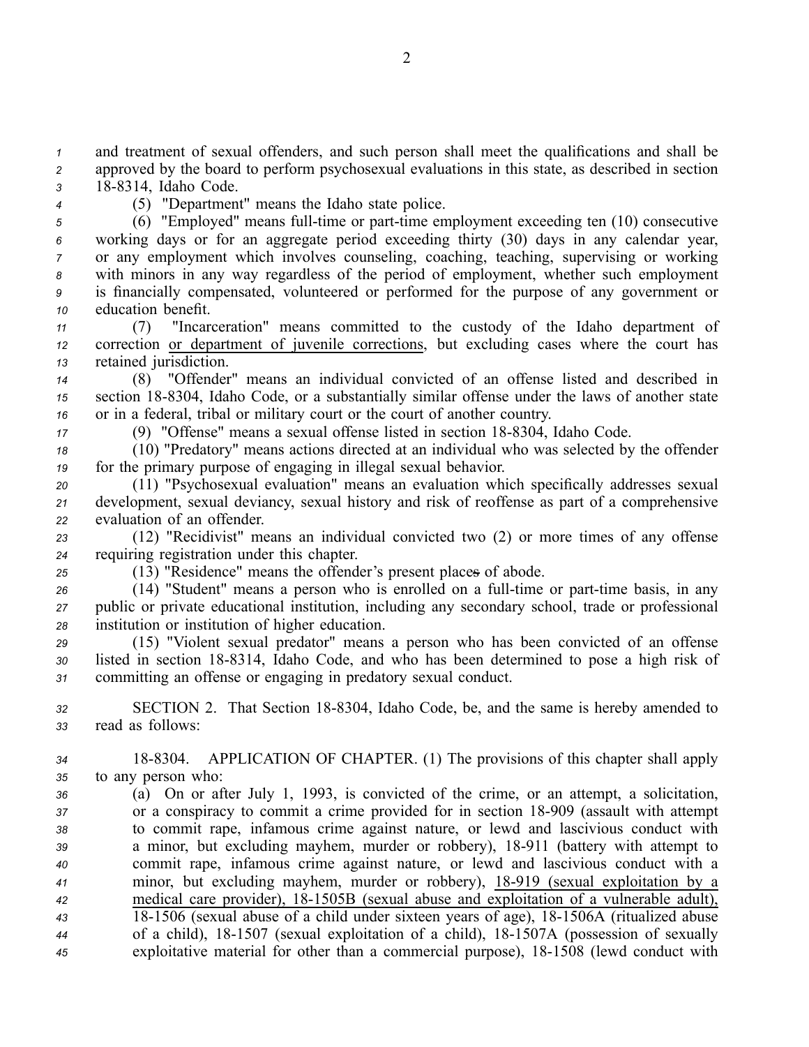and treatment of sexual offenders, and such person shall meet the qualifications and shall be approved by the board to perform psychosexual evaluations in this state, as described in section 18-8314, Idaho Code.

(5) "Department" means the Idaho state police.

(6) "Employed" means full-time or part-time employment exceeding ten (10) consecutive working days or for an aggregate period exceeding thirty (30) days in any calendar year, or any employment which involves counseling, coaching, teaching, supervising or working with minors in any way regardless of the period of employment, whether such employment is financially compensated, volunteered or performed for the purpose of any government or education benefit.

(7) "Incarceration" means committed to the custody of the Idaho department of correction or department of juvenile corrections, but excluding cases where the court has retained jurisdiction.

(8) "Offender" means an individual convicted of an offense listed and described in section 18-8304, Idaho Code, or a substantially similar offense under the laws of another state or in a federal, tribal or military court or the court of another country.

(9) "Offense" means a sexual offense listed in section 18-8304, Idaho Code.

(10) "Predatory" means actions directed at an individual who was selected by the offender for the primary purpose of engaging in illegal sexual behavior.

(11) "Psychosexual evaluation" means an evaluation which specifically addresses sexual development, sexual deviancy, sexual history and risk of reoffense as part of a comprehensive evaluation of an offender.

(12) "Recidivist" means an individual convicted two (2) or more times of any offense requiring registration under this chapter.

(13) "Residence" means the offender's present places of abode.

(14) "Student" means a person who is enrolled on a full-time or part-time basis, in any public or private educational institution, including any secondary school, trade or professional institution or institution of higher education.

(15) "Violent sexual predator" means a person who has been convicted of an offense listed in section 18-8314, Idaho Code, and who has been determined to pose a high risk of committing an offense or engaging in predatory sexual conduct.

SECTION 2. That Section 18-8304, Idaho Code, be, and the same is hereby amended to read as follows:

18-8304. APPLICATION OF CHAPTER. (1) The provisions of this chapter shall apply to any person who:

(a) On or after July 1, 1993, is convicted of the crime, or an attempt, a solicitation, or a conspiracy to commit a crime provided for in section 18-909 (assault with attempt to commit rape, infamous crime against nature, or lewd and lascivious conduct with a minor, but excluding mayhem, murder or robbery), 18-911 (battery with attempt to commit rape, infamous crime against nature, or lewd and lascivious conduct with a minor, but excluding mayhem, murder or robbery), 18-919 (sexual exploitation by a medical care provider), 18-1505B (sexual abuse and exploitation of a vulnerable adult), 18-1506 (sexual abuse of a child under sixteen years of age), 18-1506A (ritualized abuse of a child), 18-1507 (sexual exploitation of a child), 18-1507A (possession of sexually exploitative material for other than a commercial purpose), 18-1508 (lewd conduct with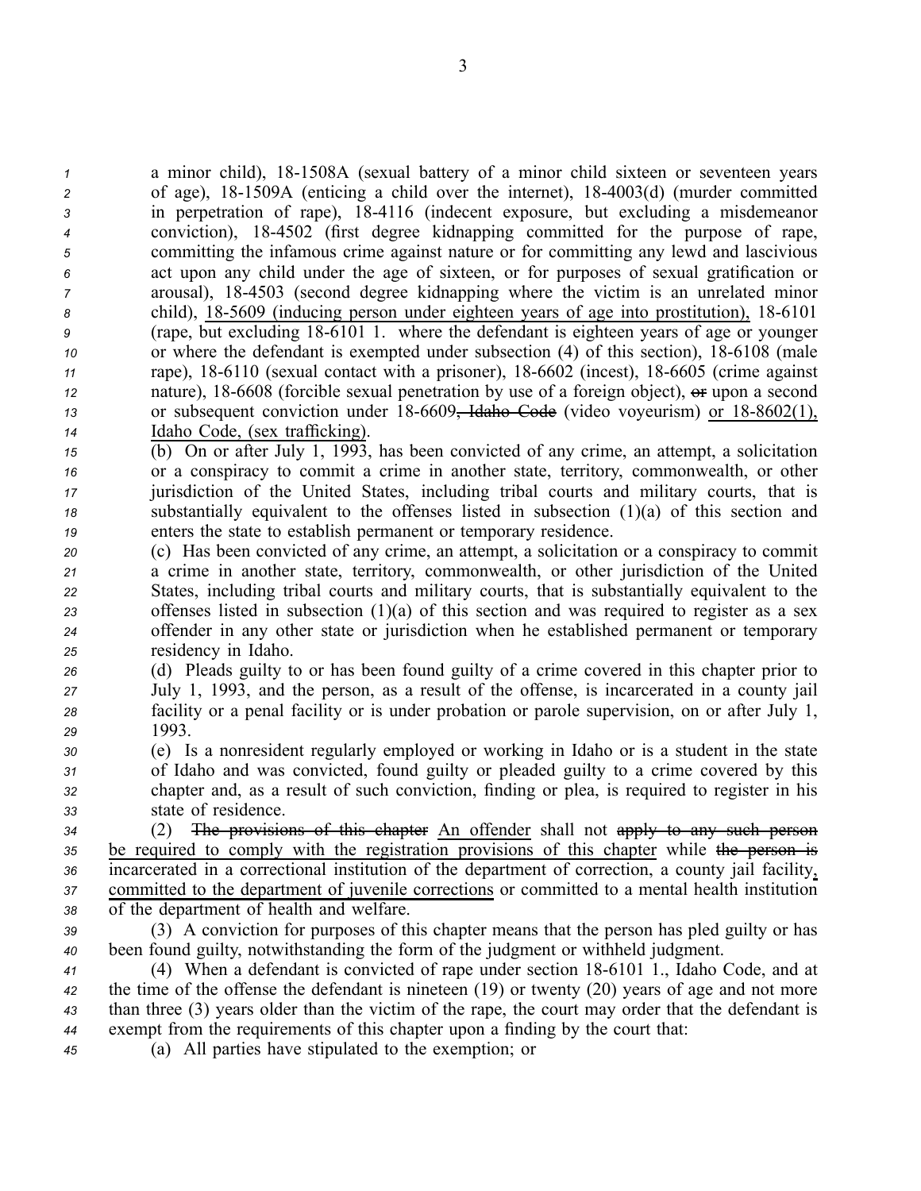a minor child), 18-1508A (sexual battery of a minor child sixteen or seventeen years of age), 18-1509A (enticing a child over the internet), 18-4003(d) (murder committed in perpetration of rape), 18-4116 (indecent exposure, but excluding a misdemeanor conviction), 18-4502 (first degree kidnapping committed for the purpose of rape, committing the infamous crime against nature or for committing any lewd and lascivious act upon any child under the age of sixteen, or for purposes of sexual gratification or arousal), 18-4503 (second degree kidnapping where the victim is an unrelated minor child), <u>18-5609 (inducing person under eighteen years of age into prostitution),</u> 18-6101 (rape, but excluding 18-6101 1. where the defendant is eighteen years of age or younger or where the defendant is exempted under subsection (4) of this section), 18-6108 (male rape), 18-6110 (sexual contact with a prisoner), 18-6602 (incest), 18-6605 (crime against nature), 18-6608 (forcible sexual penetration by use of a foreign object), ~~or~~ upon a second or subsequent conviction under 18-6609~~, Idaho Code~~ (video voyeurism) <u>or 18-8602(1), Idaho Code, (sex trafficking)</u>.

(b) On or after July 1, 1993, has been convicted of any crime, an attempt, a solicitation or a conspiracy to commit a crime in another state, territory, commonwealth, or other jurisdiction of the United States, including tribal courts and military courts, that is substantially equivalent to the offenses listed in subsection (1)(a) of this section and enters the state to establish permanent or temporary residence.

(c) Has been convicted of any crime, an attempt, a solicitation or a conspiracy to commit a crime in another state, territory, commonwealth, or other jurisdiction of the United States, including tribal courts and military courts, that is substantially equivalent to the offenses listed in subsection (1)(a) of this section and was required to register as a sex offender in any other state or jurisdiction when he established permanent or temporary residency in Idaho.

(d) Pleads guilty to or has been found guilty of a crime covered in this chapter prior to July 1, 1993, and the person, as a result of the offense, is incarcerated in a county jail facility or a penal facility or is under probation or parole supervision, on or after July 1, 1993.

(e) Is a nonresident regularly employed or working in Idaho or is a student in the state of Idaho and was convicted, found guilty or pleaded guilty to a crime covered by this chapter and, as a result of such conviction, finding or plea, is required to register in his state of residence.

(2) ~~The provisions of this chapter~~ <u>An offender</u> shall not ~~apply to any such person~~ <u>be required to comply with the registration provisions of this chapter</u> while ~~the person is~~ incarcerated in a correctional institution of the department of correction, a county jail facility<u>, committed to the department of juvenile corrections</u> or committed to a mental health institution of the department of health and welfare.

(3) A conviction for purposes of this chapter means that the person has pled guilty or has been found guilty, notwithstanding the form of the judgment or withheld judgment.

(4) When a defendant is convicted of rape under section 18-6101 1., Idaho Code, and at the time of the offense the defendant is nineteen (19) or twenty (20) years of age and not more than three (3) years older than the victim of the rape, the court may order that the defendant is exempt from the requirements of this chapter upon a finding by the court that:

(a) All parties have stipulated to the exemption; or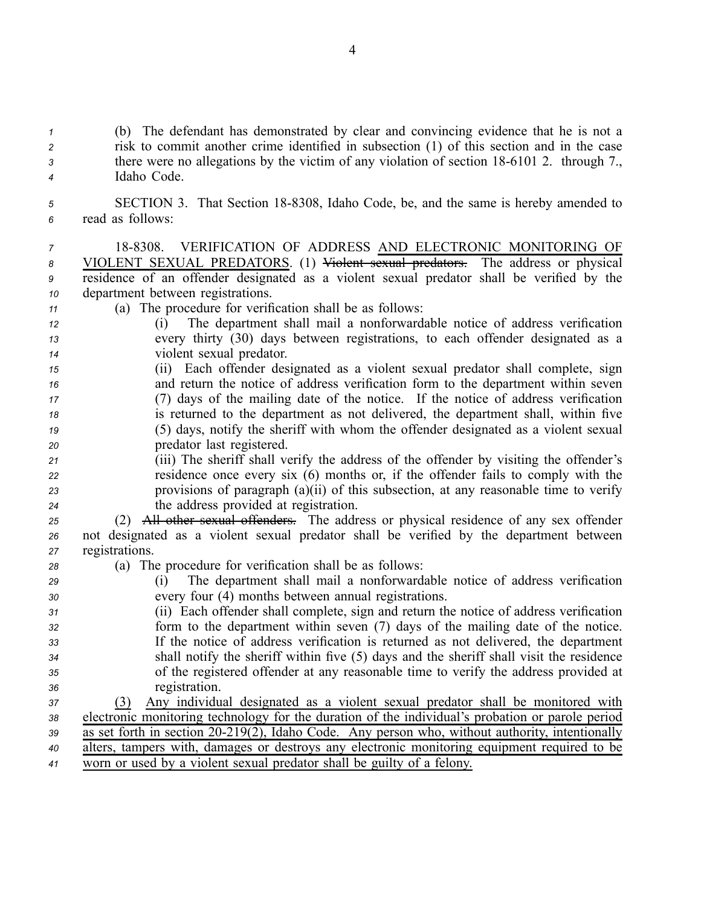(b) The defendant has demonstrated by clear and convincing evidence that he is not a risk to commit another crime identified in subsection (1) of this section and in the case there were no allegations by the victim of any violation of section 18-6101 2. through 7., Idaho Code.

SECTION 3. That Section 18-8308, Idaho Code, be, and the same is hereby amended to read as follows:

18-8308. VERIFICATION OF ADDRESS <u>AND ELECTRONIC MONITORING OF VIOLENT SEXUAL PREDATORS</u>. (1) ~~Violent sexual predators.~~ The address or physical residence of an offender designated as a violent sexual predator shall be verified by the department between registrations.

(a) The procedure for verification shall be as follows:

(i) The department shall mail a nonforwardable notice of address verification every thirty (30) days between registrations, to each offender designated as a violent sexual predator.

(ii) Each offender designated as a violent sexual predator shall complete, sign and return the notice of address verification form to the department within seven (7) days of the mailing date of the notice. If the notice of address verification is returned to the department as not delivered, the department shall, within five (5) days, notify the sheriff with whom the offender designated as a violent sexual predator last registered.

(iii) The sheriff shall verify the address of the offender by visiting the offender's residence once every six (6) months or, if the offender fails to comply with the provisions of paragraph (a)(ii) of this subsection, at any reasonable time to verify the address provided at registration.

(2) ~~All other sexual offenders.~~ The address or physical residence of any sex offender not designated as a violent sexual predator shall be verified by the department between registrations.

(a) The procedure for verification shall be as follows:

(i) The department shall mail a nonforwardable notice of address verification every four (4) months between annual registrations.

(ii) Each offender shall complete, sign and return the notice of address verification form to the department within seven (7) days of the mailing date of the notice. If the notice of address verification is returned as not delivered, the department shall notify the sheriff within five (5) days and the sheriff shall visit the residence of the registered offender at any reasonable time to verify the address provided at registration.

<u>(3) Any individual designated as a violent sexual predator shall be monitored with electronic monitoring technology for the duration of the individual's probation or parole period as set forth in section 20-219(2), Idaho Code. Any person who, without authority, intentionally alters, tampers with, damages or destroys any electronic monitoring equipment required to be worn or used by a violent sexual predator shall be guilty of a felony.</u>